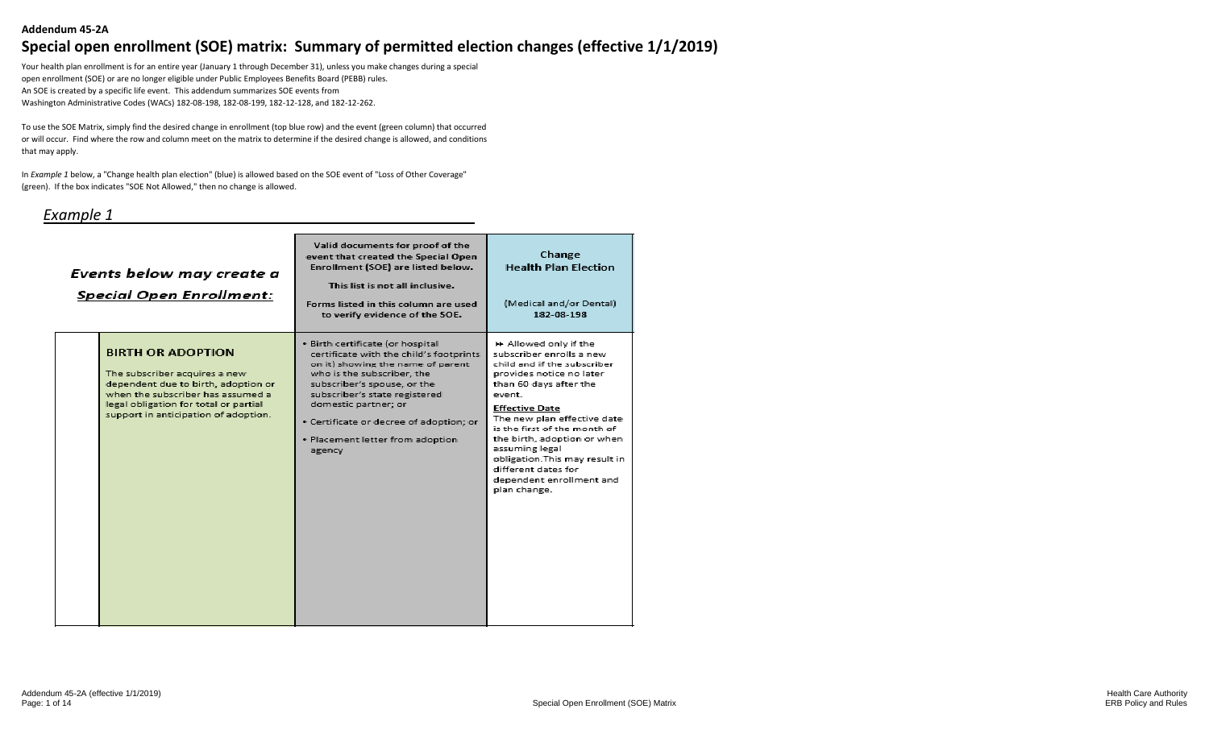**Addendum 45-2A**

# Special open enrollment (SOE) matrix: Summary of permitted election changes (effective 1/1/2019)

Your health plan enrollment is for an entire year (January 1 through December 31), unless you make changes during a special open enrollment (SOE) or are no longer eligible under Public Employees Benefits Board (PEBB) rules. An SOE is created by a specific life event. This addendum summarizes SOE events from Washington Administrative Codes (WACs) 182-08-198, 182-08-199, 182-12-128, and 182-12-262.

To use the SOE Matrix, simply find the desired change in enrollment (top blue row) and the event (green column) that occurred or will occur. Find where the row and column meet on the matrix to determine if the desired change is allowed, and conditions that may apply.

In *Example 1* below, a "Change health plan election" (blue) is allowed based on the SOE event of "Loss of Other Coverage" (green). If the box indicates "SOE Not Allowed," then no change is allowed.

## *Example 1*

| ***Events below may create a Special Open Enrollment:*** | **Valid documents for proof of the event that created the Special Open Enrollment (SOE) are listed below.**<br><br>**This list is not all inclusive.**<br><br>**Forms listed in this column are used to verify evidence of the SOE.** | **Change Health Plan Election**<br><br>(Medical and/or Dental)<br>182-08-198 |
|---|---|---|
| **BIRTH OR ADOPTION**<br><br>The subscriber acquires a new dependent due to birth, adoption or when the subscriber has assumed a legal obligation for total or partial support in anticipation of adoption. | • Birth certificate (or hospital certificate with the child's footprints on it) showing the name of parent who is the subscriber, the subscriber's spouse, or the subscriber's state registered domestic partner; or<br>• Certificate or decree of adoption; or<br>• Placement letter from adoption agency | ⏩ Allowed only if the subscriber enrolls a new child and if the subscriber provides notice no later than 60 days after the event.<br><br>**Effective Date**<br>The new plan effective date is the first of the month of the birth, adoption or when assuming legal obligation. This may result in different dates for dependent enrollment and plan change. |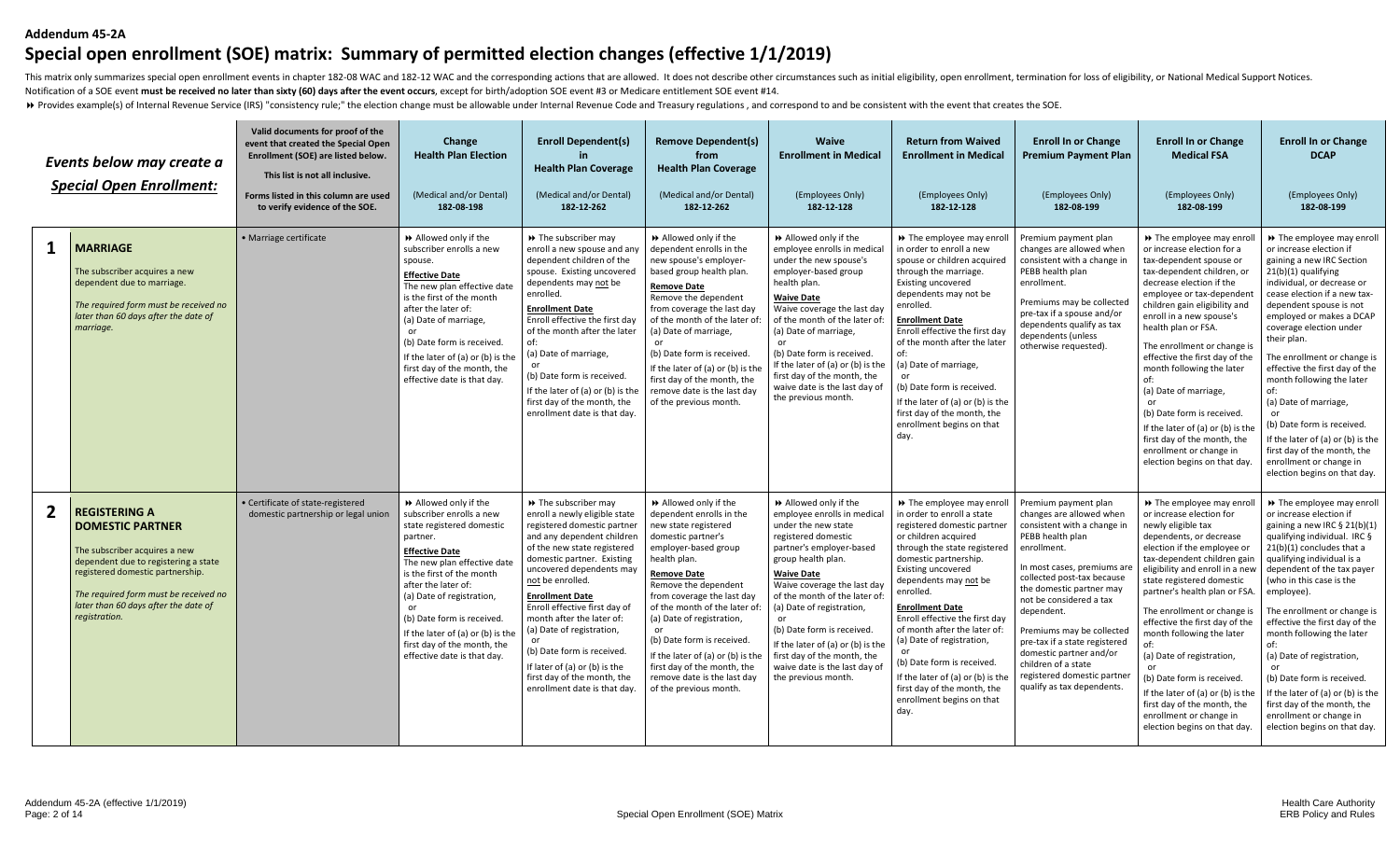**Addendum 45-2A**

# Special open enrollment (SOE) matrix: Summary of permitted election changes (effective 1/1/2019)

This matrix only summarizes special open enrollment events in chapter 182-08 WAC and 182-12 WAC and the corresponding actions that are allowed. It does not describe other circumstances such as initial eligibility, open enrollment, termination for loss of eligibility, or National Medical Support Notices. Notification of a SOE event **must be received no later than sixty (60) days after the event occurs**, except for birth/adoption SOE event #3 or Medicare entitlement SOE event #14.

⏩ Provides example(s) of Internal Revenue Service (IRS) "consistency rule;" the election change must be allowable under Internal Revenue Code and Treasury regulations , and correspond to and be consistent with the event that creates the SOE.

| | *Events below may create a Special Open Enrollment:* | Valid documents for proof of the event that created the Special Open Enrollment (SOE) are listed below. This list is not all inclusive. Forms listed in this column are used to verify evidence of the SOE. | Change Health Plan Election (Medical and/or Dental) 182-08-198 | Enroll Dependent(s) in Health Plan Coverage (Medical and/or Dental) 182-12-262 | Remove Dependent(s) from Health Plan Coverage (Medical and/or Dental) 182-12-262 | Waive Enrollment in Medical (Employees Only) 182-12-128 | Return from Waived Enrollment in Medical (Employees Only) 182-12-128 | Enroll In or Change Premium Payment Plan (Employees Only) 182-08-199 | Enroll In or Change Medical FSA (Employees Only) 182-08-199 | Enroll In or Change DCAP (Employees Only) 182-08-199 |
|---|---|---|---|---|---|---|---|---|---|---|
| **1** | **MARRIAGE**<br>The subscriber acquires a new dependent due to marriage.<br>*The required form must be received no later than 60 days after the date of marriage.* | • Marriage certificate | ⏩ Allowed only if the subscriber enrolls a new spouse.<br>**Effective Date**<br>The new plan effective date is the first of the month after the later of:<br>(a) Date of marriage,<br>or<br>(b) Date form is received.<br>If the later of (a) or (b) is the first day of the month, the effective date is that day. | ⏩ The subscriber may enroll a new spouse and any dependent children of the spouse. Existing uncovered dependents may not be enrolled.<br>**Enrollment Date**<br>Enroll effective the first day of the month after the later of:<br>(a) Date of marriage,<br>or<br>(b) Date form is received.<br>If the later of (a) or (b) is the first day of the month, the enrollment date is that day. | ⏩ Allowed only if the dependent enrolls in the new spouse's employer-based group health plan.<br>**Remove Date**<br>Remove the dependent from coverage the last day of the month of the later of:<br>(a) Date of marriage,<br>or<br>(b) Date form is received.<br>If the later of (a) or (b) is the first day of the month, the remove date is the last day of the previous month. | ⏩ Allowed only if the employee enrolls in medical under the new spouse's employer-based group health plan.<br>**Waive Date**<br>Waive coverage the last day of the month of the later of:<br>(a) Date of marriage,<br>or<br>(b) Date form is received.<br>If the later of (a) or (b) is the first day of the month, the waive date is the last day of the previous month. | ⏩ The employee may enroll in order to enroll a new spouse or children acquired through the marriage. Existing uncovered dependents may not be enrolled.<br>**Enrollment Date**<br>Enroll effective the first day of the month after the later of:<br>(a) Date of marriage,<br>or<br>(b) Date form is received.<br>If the later of (a) or (b) is the first day of the month, the enrollment begins on that day. | Premium payment plan changes are allowed when consistent with a change in PEBB health plan enrollment.<br>Premiums may be collected pre-tax if a spouse and/or dependents qualify as tax dependents (unless otherwise requested). | ⏩ The employee may enroll or increase election for a tax-dependent spouse or tax-dependent children, or decrease election if the employee or tax-dependent children gain eligibility and enroll in a new spouse's health plan or FSA.<br>The enrollment or change is effective the first day of the month following the later of:<br>(a) Date of marriage,<br>or<br>(b) Date form is received.<br>If the later of (a) or (b) is the first day of the month, the enrollment or change in election begins on that day. | ⏩ The employee may enroll or increase election if gaining a new IRC Section 21(b)(1) qualifying individual, or decrease or cease election if a new tax-dependent spouse is not employed or makes a DCAP coverage election under their plan.<br>The enrollment or change is effective the first day of the month following the later of:<br>(a) Date of marriage,<br>or<br>(b) Date form is received.<br>If the later of (a) or (b) is the first day of the month, the enrollment or change in election begins on that day. |
| **2** | **REGISTERING A DOMESTIC PARTNER**<br>The subscriber acquires a new dependent due to registering a state registered domestic partnership.<br>*The required form must be received no later than 60 days after the date of registration.* | • Certificate of state-registered domestic partnership or legal union | ⏩ Allowed only if the subscriber enrolls a new state registered domestic partner.<br>**Effective Date**<br>The new plan effective date is the first of the month after the later of:<br>(a) Date of registration,<br>or<br>(b) Date form is received.<br>If the later of (a) or (b) is the first day of the month, the effective date is that day. | ⏩ The subscriber may enroll a newly eligible state registered domestic partner and any dependent children of the new state registered domestic partner. Existing uncovered dependents may not be enrolled.<br>**Enrollment Date**<br>Enroll effective first day of the month after the later of:<br>(a) Date of registration,<br>or<br>(b) Date form is received.<br>If later of (a) or (b) is the first day of the month, the enrollment date is that day. | ⏩ Allowed only if the dependent enrolls in the new state registered domestic partner's employer-based group health plan.<br>**Remove Date**<br>Remove the dependent from coverage the last day of the month of the later of:<br>(a) Date of registration,<br>or<br>(b) Date form is received.<br>If the later of (a) or (b) is the first day of the month, the remove date is the last day of the previous month. | ⏩ Allowed only if the employee enrolls in medical under the new state registered domestic partner's employer-based group health plan.<br>**Waive Date**<br>Waive coverage the last day of the month of the later of:<br>(a) Date of registration,<br>or<br>(b) Date form is received.<br>If the later of (a) or (b) is the first day of the month, the waive date is the last day of the previous month. | ⏩ The employee may enroll in order to enroll a state registered domestic partner or children acquired through the state registered domestic partnership. Existing uncovered dependents may not be enrolled.<br>**Enrollment Date**<br>Enroll effective the first day of month after the later of:<br>(a) Date of registration,<br>or<br>(b) Date form is received.<br>If the later of (a) or (b) is the first day of the month, the enrollment begins on that day. | Premium payment plan changes are allowed when consistent with a change in PEBB health plan enrollment.<br>In most cases, premiums are collected post-tax because the domestic partner may not be considered a tax dependent.<br>Premiums may be collected pre-tax if a state registered domestic partner and/or children of a state registered domestic partner qualify as tax dependents. | ⏩ The employee may enroll or increase election for newly eligible tax dependents, or decrease election if the employee or tax-dependent children gain eligibility and enroll in a new state registered domestic partner's health plan or FSA.<br>The enrollment or change is effective the first day of the month following the later of:<br>(a) Date of registration,<br>or<br>(b) Date form is received.<br>If the later of (a) or (b) is the first day of the month, the enrollment or change in election begins on that day. | ⏩ The employee may enroll or increase election if gaining a new IRC § 21(b)(1) qualifying individual. IRC § 21(b)(1) concludes that a qualifying individual is a dependent of the tax payer (who in this case is the employee).<br>The enrollment or change is effective the first day of the month following the later of:<br>(a) Date of registration,<br>or<br>(b) Date form is received.<br>If the later of (a) or (b) is the first day of the month, the enrollment or change in election begins on that day. |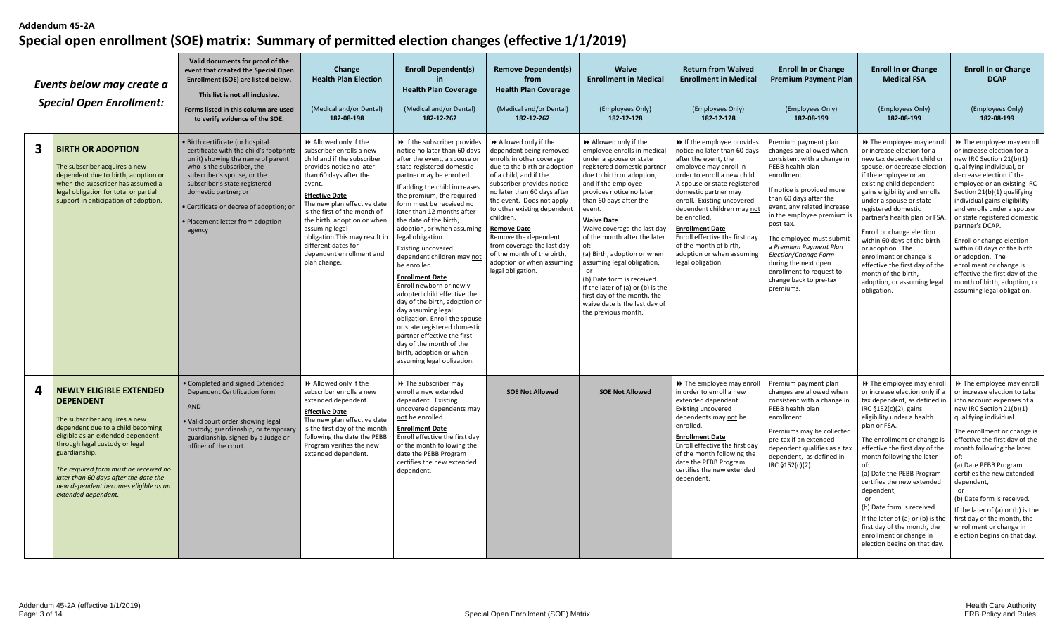**Addendum 45-2A**

# Special open enrollment (SOE) matrix: Summary of permitted election changes (effective 1/1/2019)

| | *Events below may create a* ***Special Open Enrollment:*** | **Valid documents for proof of the event that created the Special Open Enrollment (SOE) are listed below.** **This list is not all inclusive.** **Forms listed in this column are used to verify evidence of the SOE.** | **Change Health Plan Election** (Medical and/or Dental) **182-08-198** | **Enroll Dependent(s) in Health Plan Coverage** (Medical and/or Dental) **182-12-262** | **Remove Dependent(s) from Health Plan Coverage** (Medical and/or Dental) **182-12-262** | **Waive Enrollment in Medical** (Employees Only) **182-12-128** | **Return from Waived Enrollment in Medical** (Employees Only) **182-12-128** | **Enroll In or Change Premium Payment Plan** (Employees Only) **182-08-199** | **Enroll In or Change Medical FSA** (Employees Only) **182-08-199** | **Enroll In or Change DCAP** (Employees Only) **182-08-199** |
|---|---|---|---|---|---|---|---|---|---|---|
| **3** | **BIRTH OR ADOPTION** The subscriber acquires a new dependent due to birth, adoption or when the subscriber has assumed a legal obligation for total or partial support in anticipation of adoption. | • Birth certificate (or hospital certificate with the child's footprints on it) showing the name of parent who is the subscriber, the subscriber's spouse, or the subscriber's state registered domestic partner; or • Certificate or decree of adoption; or • Placement letter from adoption agency | ⏩ Allowed only if the subscriber enrolls a new child and if the subscriber provides notice no later than 60 days after the event. **Effective Date** The new plan effective date is the first of the month of the birth, adoption or when assuming legal obligation.This may result in different dates for dependent enrollment and plan change. | ⏩ If the subscriber provides notice no later than 60 days after the event, a spouse or state registered domestic partner may be enrolled. If adding the child increases the premium, the required form must be received no later than 12 months after the date of the birth, adoption, or when assuming legal obligation. Existing uncovered dependent children may not be enrolled. **Enrollment Date** Enroll newborn or newly adopted child effective the day of the birth, adoption or day assuming legal obligation. Enroll the spouse or state registered domestic partner effective the first day of the month of the birth, adoption or when assuming legal obligation. | ⏩ Allowed only if the dependent being removed enrolls in other coverage due to the birth or adoption of a child, and if the subscriber provides notice no later than 60 days after the event. Does not apply to other existing dependent children. **Remove Date** Remove the dependent from coverage the last day of the month of the birth, adoption or when assuming legal obligation. | ⏩ Allowed only if the employee enrolls in medical under a spouse or state registered domestic partner due to birth or adoption, and if the employee provides notice no later than 60 days after the event. **Waive Date** Waive coverage the last day of the month after the later of: (a) Birth, adoption or when assuming legal obligation, or (b) Date form is received. If the later of (a) or (b) is the first day of the month, the waive date is the last day of the previous month. | ⏩ If the employee provides notice no later than 60 days after the event, the employee may enroll in order to enroll a new child. A spouse or state registered domestic partner may enroll. Existing uncovered dependent children may not be enrolled. **Enrollment Date** Enroll effective the first day of the month of birth, adoption or when assuming legal obligation. | Premium payment plan changes are allowed when consistent with a change in PEBB health plan enrollment. If notice is provided more than 60 days after the event, any related increase in the employee premium is post-tax. The employee must submit a *Premium Payment Plan Election/Change Form* during the next open enrollment to request to change back to pre-tax premiums. | ⏩ The employee may enroll or increase election for a new tax dependent child or spouse, or decrease election if the employee or an existing child dependent gains eligibility and enrolls under a spouse or state registered domestic partner's health plan or FSA. Enroll or change election within 60 days of the birth or adoption. The enrollment or change is effective the first day of the month of the birth, adoption, or assuming legal obligation. | ⏩ The employee may enroll or increase election for a new IRC Section 21(b)(1) qualifying individual, or decrease election if the employee or an existing IRC Section 21(b)(1) qualifying individual gains eligibility and enrolls under a spouse or state registered domestic partner's DCAP. Enroll or change election within 60 days of the birth or adoption. The enrollment or change is effective the first day of the month of birth, adoption, or assuming legal obligation. |
| **4** | **NEWLY ELIGIBLE EXTENDED DEPENDENT** The subscriber acquires a new dependent due to a child becoming eligible as an extended dependent through legal custody or legal guardianship. *The required form must be received no later than 60 days after the date the new dependent becomes eligible as an extended dependent.* | • Completed and signed Extended Dependent Certification form AND • Valid court order showing legal custody; guardianship, or temporary guardianship, signed by a Judge or officer of the court. | ⏩ Allowed only if the subscriber enrolls a new extended dependent. **Effective Date** The new plan effective date is the first day of the month following the date the PEBB Program verifies the new extended dependent. | ⏩ The subscriber may enroll a new extended dependent. Existing uncovered dependents may not be enrolled. **Enrollment Date** Enroll effective the first day of the month following the date the PEBB Program certifies the new extended dependent. | **SOE Not Allowed** | **SOE Not Allowed** | ⏩ The employee may enroll in order to enroll a new extended dependent. Existing uncovered dependents may not be enrolled. **Enrollment Date** Enroll effective the first day of the month following the date the PEBB Program certifies the new extended dependent. | Premium payment plan changes are allowed when consistent with a change in PEBB health plan enrollment. Premiums may be collected pre-tax if an extended dependent qualifies as a tax dependent, as defined in IRC §152(c)(2). | ⏩ The employee may enroll or increase election only if a tax dependent, as defined in IRC §152(c)(2), gains eligibility under a health plan or FSA. The enrollment or change is effective the first day of the month following the later of: (a) Date the PEBB Program certifies the new extended dependent, or (b) Date form is received. If the later of (a) or (b) is the first day of the month, the enrollment or change in election begins on that day. | ⏩ The employee may enroll or increase election to take into account expenses of a new IRC Section 21(b)(1) qualifying individual. The enrollment or change is effective the first day of the month following the later of: (a) Date PEBB Program certifies the new extended dependent, or (b) Date form is received. If the later of (a) or (b) is the first day of the month, the enrollment or change in election begins on that day. |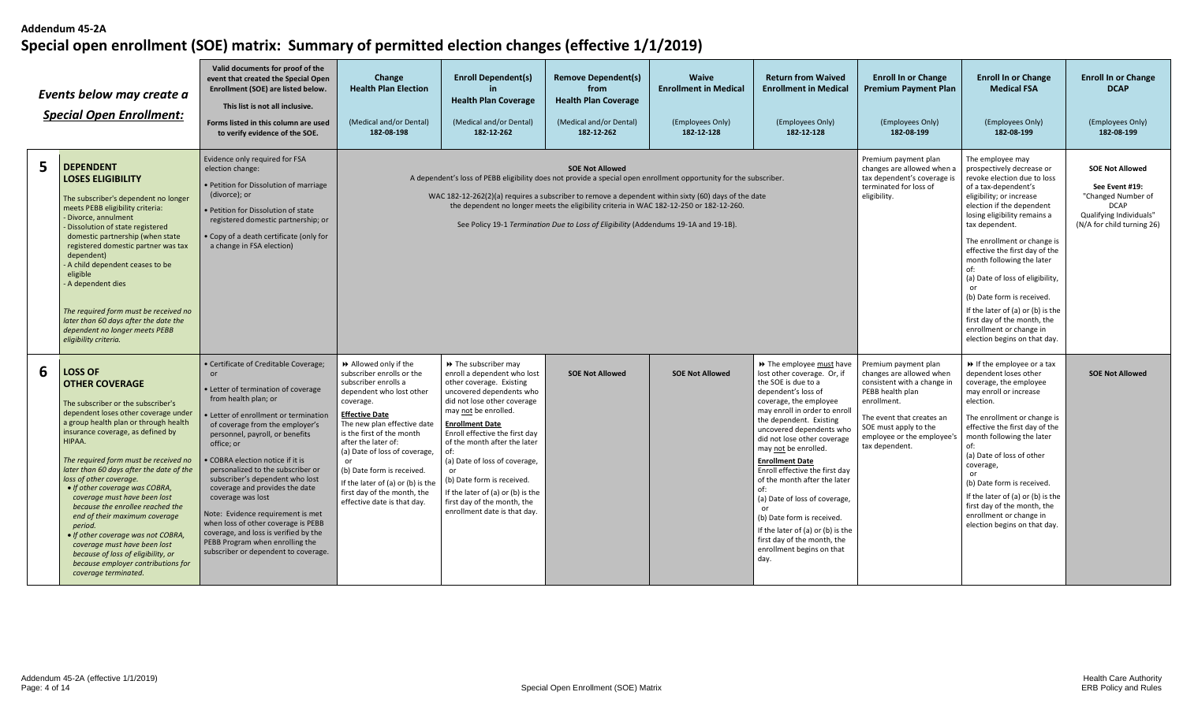**Addendum 45-2A**

# Special open enrollment (SOE) matrix: Summary of permitted election changes (effective 1/1/2019)

| | *Events below may create a* ***Special Open Enrollment:*** | **Valid documents for proof of the event that created the Special Open Enrollment (SOE) are listed below. This list is not all inclusive. Forms listed in this column are used to verify evidence of the SOE.** | **Change Health Plan Election** (Medical and/or Dental) 182-08-198 | **Enroll Dependent(s) in Health Plan Coverage** (Medical and/or Dental) 182-12-262 | **Remove Dependent(s) from Health Plan Coverage** (Medical and/or Dental) 182-12-262 | **Waive Enrollment in Medical** (Employees Only) 182-12-128 | **Return from Waived Enrollment in Medical** (Employees Only) 182-12-128 | **Enroll In or Change Premium Payment Plan** (Employees Only) 182-08-199 | **Enroll In or Change Medical FSA** (Employees Only) 182-08-199 | **Enroll In or Change DCAP** (Employees Only) 182-08-199 |
|---|---|---|---|---|---|---|---|---|---|---|
| **5** | **DEPENDENT LOSES ELIGIBILITY**<br><br>The subscriber's dependent no longer meets PEBB eligibility criteria:<br>- Divorce, annulment<br>- Dissolution of state registered domestic partnership (when state registered domestic partner was tax dependent)<br>- A child dependent ceases to be eligible<br>- A dependent dies<br><br>*The required form must be received no later than 60 days after the date the dependent no longer meets PEBB eligibility criteria.* | Evidence only required for FSA election change:<br>• Petition for Dissolution of marriage (divorce); or<br>• Petition for Dissolution of state registered domestic partnership; or<br>• Copy of a death certificate (only for a change in FSA election) | **SOE Not Allowed**<br>A dependent's loss of PEBB eligibility does not provide a special open enrollment opportunity for the subscriber.<br><br>WAC 182-12-262(2)(a) requires a subscriber to remove a dependent within sixty (60) days of the date the dependent no longer meets the eligibility criteria in WAC 182-12-250 or 182-12-260.<br><br>See Policy 19-1 *Termination Due to Loss of Eligibility* (Addendums 19-1A and 19-1B). | | | | | Premium payment plan changes are allowed when a tax dependent's coverage is terminated for loss of eligibility. | The employee may prospectively decrease or revoke election due to loss of a tax-dependent's eligibility; or increase election if the dependent losing eligibility remains a tax dependent.<br><br>The enrollment or change is effective the first day of the month following the later of:<br>(a) Date of loss of eligibility, or<br>(b) Date form is received.<br>If the later of (a) or (b) is the first day of the month, the enrollment or change in election begins on that day. | **SOE Not Allowed**<br>**See Event #19:** "Changed Number of DCAP Qualifying Individuals" (N/A for child turning 26) |
| **6** | **LOSS OF OTHER COVERAGE**<br><br>The subscriber or the subscriber's dependent loses other coverage under a group health plan or through health insurance coverage, as defined by HIPAA.<br><br>*The required form must be received no later than 60 days after the date of the loss of other coverage.*<br>*• If other coverage was COBRA, coverage must have been lost because the enrollee reached the end of their maximum coverage period.*<br>*• If other coverage was not COBRA, coverage must have been lost because of loss of eligibility, or because employer contributions for coverage terminated.* | • Certificate of Creditable Coverage; or<br>• Letter of termination of coverage from health plan; or<br>• Letter of enrollment or termination of coverage from the employer's personnel, payroll, or benefits office; or<br>• COBRA election notice if it is personalized to the subscriber or subscriber's dependent who lost coverage and provides the date coverage was lost<br><br>Note: Evidence requirement is met when loss of other coverage is PEBB coverage, and loss is verified by the PEBB Program when enrolling the subscriber or dependent to coverage. | ⏩ Allowed only if the subscriber enrolls or the subscriber enrolls a dependent who lost other coverage.<br><br>**Effective Date**<br>The new plan effective date is the first of the month after the later of:<br>(a) Date of loss of coverage, or<br>(b) Date form is received.<br>If the later of (a) or (b) is the first day of the month, the effective date is that day. | ⏩ The subscriber may enroll a dependent who lost other coverage. Existing uncovered dependents who did not lose other coverage may not be enrolled.<br><br>**Enrollment Date**<br>Enroll effective the first day of the month after the later of:<br>(a) Date of loss of coverage, or<br>(b) Date form is received.<br>If the later of (a) or (b) is the first day of the month, the enrollment date is that day. | **SOE Not Allowed** | **SOE Not Allowed** | ⏩ The employee must have lost other coverage. Or, if the SOE is due to a dependent's loss of coverage, the employee may enroll in order to enroll the dependent. Existing uncovered dependents who did not lose other coverage may not be enrolled.<br><br>**Enrollment Date**<br>Enroll effective the first day of the month after the later of:<br>(a) Date of loss of coverage, or<br>(b) Date form is received.<br>If the later of (a) or (b) is the first day of the month, the enrollment begins on that day. | Premium payment plan changes are allowed when consistent with a change in PEBB health plan enrollment.<br><br>The event that creates an SOE must apply to the employee or the employee's tax dependent. | ⏩ If the employee or a tax dependent loses other coverage, the employee may enroll or increase election.<br><br>The enrollment or change is effective the first day of the month following the later of:<br>(a) Date of loss of other coverage, or<br>(b) Date form is received.<br>If the later of (a) or (b) is the first day of the month, the enrollment or change in election begins on that day. | **SOE Not Allowed** |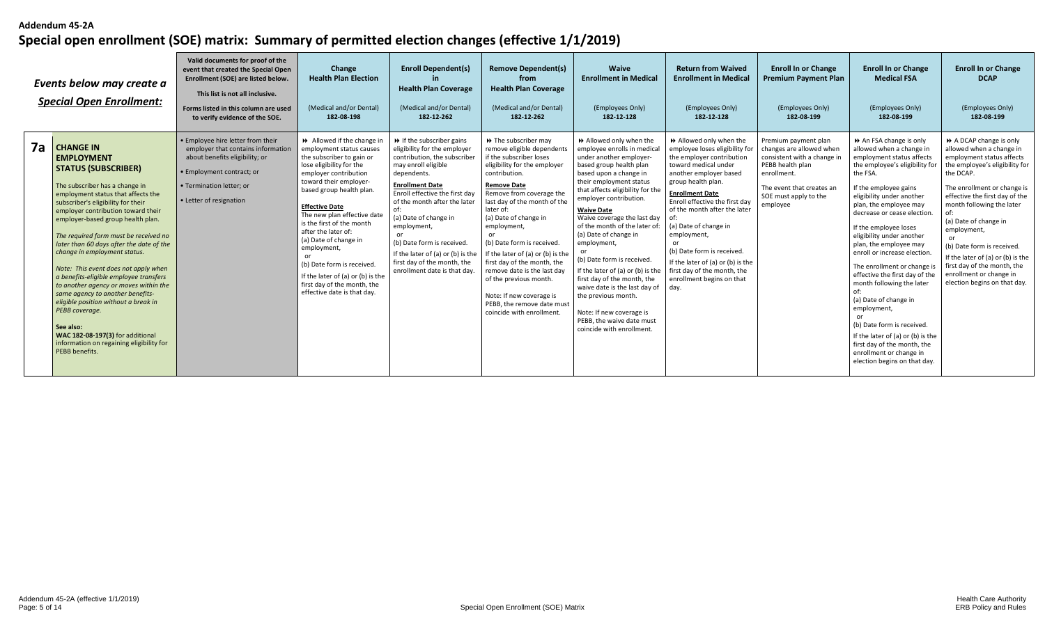**Addendum 45-2A**

# Special open enrollment (SOE) matrix: Summary of permitted election changes (effective 1/1/2019)

| *Events below may create a Special Open Enrollment:* | | Valid documents for proof of the event that created the Special Open Enrollment (SOE) are listed below. This list is not all inclusive. Forms listed in this column are used to verify evidence of the SOE. | Change Health Plan Election (Medical and/or Dental) 182-08-198 | Enroll Dependent(s) in Health Plan Coverage (Medical and/or Dental) 182-12-262 | Remove Dependent(s) from Health Plan Coverage (Medical and/or Dental) 182-12-262 | Waive Enrollment in Medical (Employees Only) 182-12-128 | Return from Waived Enrollment in Medical (Employees Only) 182-12-128 | Enroll In or Change Premium Payment Plan (Employees Only) 182-08-199 | Enroll In or Change Medical FSA (Employees Only) 182-08-199 | Enroll In or Change DCAP (Employees Only) 182-08-199 |
|---|---|---|---|---|---|---|---|---|---|---|
| **7a** | **CHANGE IN EMPLOYMENT STATUS (SUBSCRIBER)**<br><br>The subscriber has a change in employment status that affects the subscriber's eligibility for their employer contribution toward their employer-based group health plan.<br><br>*The required form must be received no later than 60 days after the date of the change in employment status.*<br><br>*Note: This event does not apply when a benefits-eligible employee transfers to another agency or moves within the same agency to another benefits-eligible position without a break in PEBB coverage.*<br><br>**See also:**<br>**WAC 182-08-197(3)** for additional information on regaining eligibility for PEBB benefits. | • Employee hire letter from their employer that contains information about benefits eligibility; or<br>• Employment contract; or<br>• Termination letter; or<br>• Letter of resignation | ⏩ Allowed if the change in employment status causes the subscriber to gain or lose eligibility for the employer contribution toward their employer-based group health plan.<br><br>**Effective Date**<br>The new plan effective date is the first of the month after the later of:<br>(a) Date of change in employment,<br>or<br>(b) Date form is received.<br>If the later of (a) or (b) is the first day of the month, the effective date is that day. | ⏩ If the subscriber gains eligibility for the employer contribution, the subscriber may enroll eligible dependents.<br><br>**Enrollment Date**<br>Enroll effective the first day of the month after the later of:<br>(a) Date of change in employment,<br>or<br>(b) Date form is received.<br>If the later of (a) or (b) is the first day of the month, the enrollment date is that day. | ⏩ The subscriber may remove eligible dependents if the subscriber loses eligibility for the employer contribution.<br><br>**Remove Date**<br>Remove from coverage the last day of the month of the later of:<br>(a) Date of change in employment,<br>or<br>(b) Date form is received.<br>If the later of (a) or (b) is the first day of the month, the remove date is the last day of the previous month.<br><br>Note: If new coverage is PEBB, the remove date must coincide with enrollment. | ⏩ Allowed only when the employee enrolls in medical under another employer-based group health plan based upon a change in their employment status that affects eligibility for the employer contribution.<br><br>**Waive Date**<br>Waive coverage the last day of the month of the later of:<br>(a) Date of change in employment,<br>or<br>(b) Date form is received.<br>If the later of (a) or (b) is the first day of the month, the waive date is the last day of the previous month.<br><br>Note: If new coverage is PEBB, the waive date must coincide with enrollment. | ⏩ Allowed only when the employee loses eligibility for the employer contribution toward medical under another employer based group health plan.<br><br>**Enrollment Date**<br>Enroll effective the first day of the month after the later of:<br>(a) Date of change in employment,<br>or<br>(b) Date form is received.<br>If the later of (a) or (b) is the first day of the month, the enrollment begins on that day. | Premium payment plan changes are allowed when consistent with a change in PEBB health plan enrollment.<br><br>The event that creates an SOE must apply to the employee | ⏩ An FSA change is only allowed when a change in employment status affects the employee's eligibility for the FSA.<br><br>If the employee gains eligibility under another plan, the employee may decrease or cease election.<br><br>If the employee loses eligibility under another plan, the employee may enroll or increase election.<br><br>The enrollment or change is effective the first day of the month following the later of:<br>(a) Date of change in employment,<br>or<br>(b) Date form is received.<br>If the later of (a) or (b) is the first day of the month, the enrollment or change in election begins on that day. | ⏩ A DCAP change is only allowed when a change in employment status affects the employee's eligibility for the DCAP.<br><br>The enrollment or change is effective the first day of the month following the later of:<br>(a) Date of change in employment,<br>or<br>(b) Date form is received.<br>If the later of (a) or (b) is the first day of the month, the enrollment or change in election begins on that day. |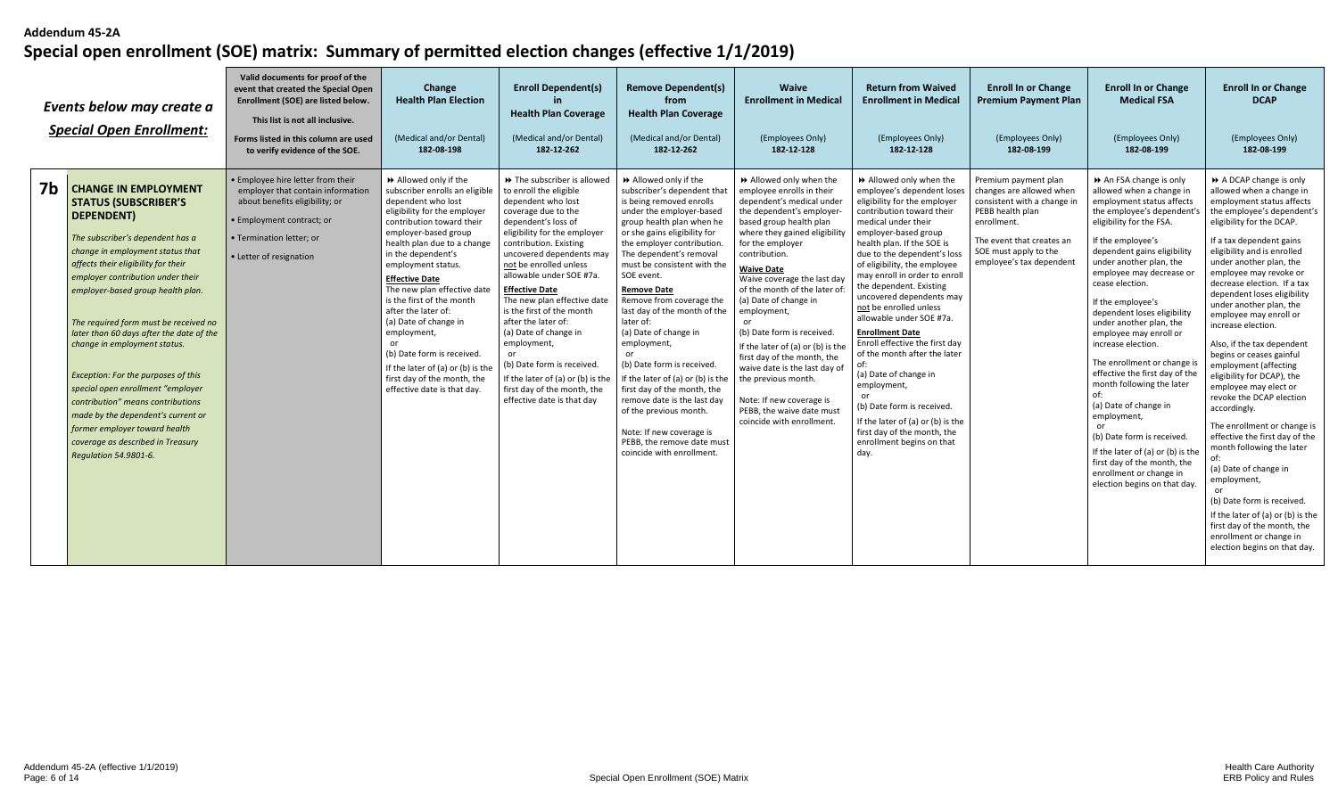**Addendum 45-2A**

# Special open enrollment (SOE) matrix: Summary of permitted election changes (effective 1/1/2019)

| | *Events below may create a* ***Special Open Enrollment:*** | Valid documents for proof of the event that created the Special Open Enrollment (SOE) are listed below. This list is not all inclusive. Forms listed in this column are used to verify evidence of the SOE. | Change Health Plan Election (Medical and/or Dental) 182-08-198 | Enroll Dependent(s) in Health Plan Coverage (Medical and/or Dental) 182-12-262 | Remove Dependent(s) from Health Plan Coverage (Medical and/or Dental) 182-12-262 | Waive Enrollment in Medical (Employees Only) 182-12-128 | Return from Waived Enrollment in Medical (Employees Only) 182-12-128 | Enroll In or Change Premium Payment Plan (Employees Only) 182-08-199 | Enroll In or Change Medical FSA (Employees Only) 182-08-199 | Enroll In or Change DCAP (Employees Only) 182-08-199 |
|---|---|---|---|---|---|---|---|---|---|---|
| **7b** | **CHANGE IN EMPLOYMENT STATUS (SUBSCRIBER'S DEPENDENT)**<br><br>*The subscriber's dependent has a change in employment status that affects their eligibility for their employer contribution under their employer-based group health plan.*<br><br>*The required form must be received no later than 60 days after the date of the change in employment status.*<br><br>*Exception: For the purposes of this special open enrollment "employer contribution" means contributions made by the dependent's current or former employer toward health coverage as described in Treasury Regulation 54.9801-6.* | • Employee hire letter from their employer that contain information about benefits eligibility; or<br>• Employment contract; or<br>• Termination letter; or<br>• Letter of resignation | ⏩ Allowed only if the subscriber enrolls an eligible dependent who lost eligibility for the employer contribution toward their employer-based group health plan due to a change in the dependent's employment status.<br><br>**Effective Date**<br>The new plan effective date is the first of the month after the later of:<br>(a) Date of change in employment,<br>or<br>(b) Date form is received.<br>If the later of (a) or (b) is the first day of the month, the effective date is that day. | ⏩ The subscriber is allowed to enroll the eligible dependent who lost coverage due to the dependent's loss of eligibility for the employer contribution. Existing uncovered dependents may not be enrolled unless allowable under SOE #7a.<br><br>**Effective Date**<br>The new plan effective date is the first of the month after the later of:<br>(a) Date of change in employment,<br>or<br>(b) Date form is received.<br>If the later of (a) or (b) is the first day of the month, the effective date is that day | ⏩ Allowed only if the subscriber's dependent that is being removed enrolls under the employer-based group health plan when he or she gains eligibility for the employer contribution. The dependent's removal must be consistent with the SOE event.<br><br>**Remove Date**<br>Remove from coverage the last day of the month of the later of:<br>(a) Date of change in employment,<br>or<br>(b) Date form is received.<br>If the later of (a) or (b) is the first day of the month, the remove date is the last day of the previous month.<br><br>Note: If new coverage is PEBB, the remove date must coincide with enrollment. | ⏩ Allowed only when the employee enrolls in their dependent's medical under the dependent's employer-based group health plan where they gained eligibility for the employer contribution.<br><br>**Waive Date**<br>Waive coverage the last day of the month of the later of:<br>(a) Date of change in employment,<br>or<br>(b) Date form is received.<br>If the later of (a) or (b) is the first day of the month, the waive date is the last day of the previous month.<br><br>Note: If new coverage is PEBB, the waive date must coincide with enrollment. | ⏩ Allowed only when the employee's dependent loses eligibility for the employer contribution toward their medical under their employer-based group health plan. If the SOE is due to the dependent's loss of eligibility, the employee may enroll in order to enroll the dependent. Existing uncovered dependents may not be enrolled unless allowable under SOE #7a.<br><br>**Enrollment Date**<br>Enroll effective the first day of the month after the later of:<br>(a) Date of change in employment,<br>or<br>(b) Date form is received.<br>If the later of (a) or (b) is the first day of the month, the enrollment begins on that day. | Premium payment plan changes are allowed when consistent with a change in PEBB health plan enrollment.<br><br>The event that creates an SOE must apply to the employee's tax dependent | ⏩ An FSA change is only allowed when a change in employment status affects the employee's dependent's eligibility for the FSA.<br><br>If the employee's dependent gains eligibility under another plan, the employee may decrease or cease election.<br><br>If the employee's dependent loses eligibility under another plan, the employee may enroll or increase election.<br><br>The enrollment or change is effective the first day of the month following the later of:<br>(a) Date of change in employment,<br>or<br>(b) Date form is received.<br>If the later of (a) or (b) is the first day of the month, the enrollment or change in election begins on that day. | ⏩ A DCAP change is only allowed when a change in employment status affects the employee's dependent's eligibility for the DCAP.<br><br>If a tax dependent gains eligibility and is enrolled under another plan, the employee may revoke or decrease election. If a tax dependent loses eligibility under another plan, the employee may enroll or increase election.<br><br>Also, if the tax dependent begins or ceases gainful employment (affecting eligibility for DCAP), the employee may elect or revoke the DCAP election accordingly.<br><br>The enrollment or change is effective the first day of the month following the later of:<br>(a) Date of change in employment,<br>or<br>(b) Date form is received.<br>If the later of (a) or (b) is the first day of the month, the enrollment or change in election begins on that day. |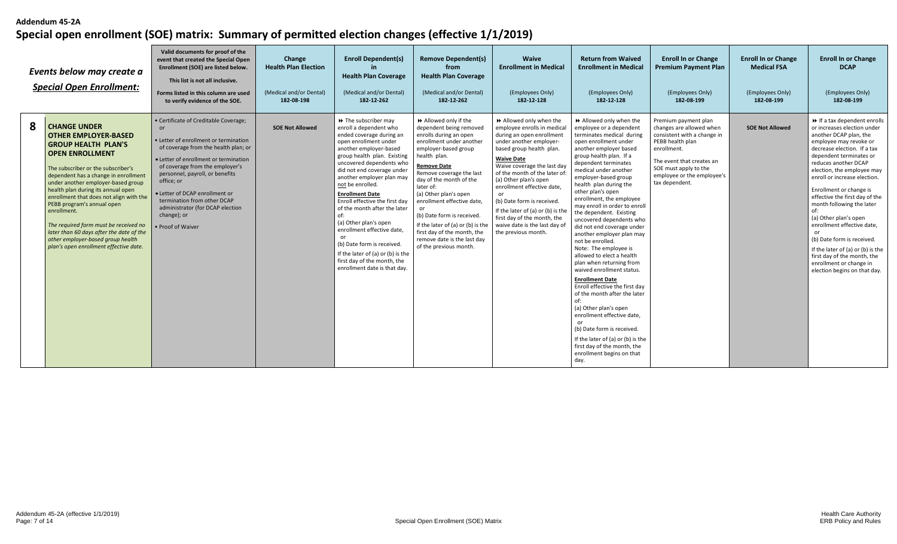**Addendum 45-2A**

# Special open enrollment (SOE) matrix: Summary of permitted election changes (effective 1/1/2019)

| | *Events below may create a Special Open Enrollment:* | **Valid documents for proof of the event that created the Special Open Enrollment (SOE) are listed below.** This list is not all inclusive. Forms listed in this column are used to verify evidence of the SOE. | **Change Health Plan Election** (Medical and/or Dental) 182-08-198 | **Enroll Dependent(s) in Health Plan Coverage** (Medical and/or Dental) 182-12-262 | **Remove Dependent(s) from Health Plan Coverage** (Medical and/or Dental) 182-12-262 | **Waive Enrollment in Medical** (Employees Only) 182-12-128 | **Return from Waived Enrollment in Medical** (Employees Only) 182-12-128 | **Enroll In or Change Premium Payment Plan** (Employees Only) 182-08-199 | **Enroll In or Change Medical FSA** (Employees Only) 182-08-199 | **Enroll In or Change DCAP** (Employees Only) 182-08-199 |
|---|---|---|---|---|---|---|---|---|---|---|
| **8** | **CHANGE UNDER OTHER EMPLOYER-BASED GROUP HEALTH PLAN'S OPEN ENROLLMENT**<br><br>The subscriber or the subscriber's dependent has a change in enrollment under another employer-based group health plan during its annual open enrollment that does not align with the PEBB program's annual open enrollment.<br><br>*The required form must be received no later than 60 days after the date of the other employer-based group health plan's open enrollment effective date.* | • Certificate of Creditable Coverage; or<br>• Letter of enrollment or termination of coverage from the health plan; or<br>• Letter of enrollment or termination of coverage from the employer's personnel, payroll, or benefits office; or<br>• Letter of DCAP enrollment or termination from other DCAP administrator (for DCAP election change); or<br>• Proof of Waiver | **SOE Not Allowed** | ⏩ The subscriber may enroll a dependent who ended coverage during an open enrollment under another employer-based group health plan. Existing uncovered dependents who did not end coverage under another employer plan may not be enrolled.<br><br>**Enrollment Date**<br>Enroll effective the first day of the month after the later of:<br>(a) Other plan's open enrollment effective date,<br>or<br>(b) Date form is received.<br>If the later of (a) or (b) is the first day of the month, the enrollment date is that day. | ⏩ Allowed only if the dependent being removed enrolls during an open enrollment under another employer-based group health plan.<br><br>**Remove Date**<br>Remove coverage the last day of the month of the later of:<br>(a) Other plan's open enrollment effective date,<br>or<br>(b) Date form is received.<br>If the later of (a) or (b) is the first day of the month, the remove date is the last day of the previous month. | ⏩ Allowed only when the employee enrolls in medical during an open enrollment under another employer-based group health plan.<br><br>**Waive Date**<br>Waive coverage the last day of the month of the later of:<br>(a) Other plan's open enrollment effective date,<br>or<br>(b) Date form is received.<br>If the later of (a) or (b) is the first day of the month, the waive date is the last day of the previous month. | ⏩ Allowed only when the employee or a dependent terminates medical during open enrollment under another employer based group health plan. If a dependent terminates medical under another employer-based group health plan during the other plan's open enrollment, the employee may enroll in order to enroll the dependent. Existing uncovered dependents who did not end coverage under another employer plan may not be enrolled.<br>Note: The employee is allowed to elect a health plan when returning from waived enrollment status.<br><br>**Enrollment Date**<br>Enroll effective the first day of the month after the later of:<br>(a) Other plan's open enrollment effective date,<br>or<br>(b) Date form is received.<br>If the later of (a) or (b) is the first day of the month, the enrollment begins on that day. | Premium payment plan changes are allowed when consistent with a change in PEBB health plan enrollment.<br><br>The event that creates an SOE must apply to the employee or the employee's tax dependent. | **SOE Not Allowed** | ⏩ If a tax dependent enrolls or increases election under another DCAP plan, the employee may revoke or decrease election. If a tax dependent terminates or reduces another DCAP election, the employee may enroll or increase election.<br><br>Enrollment or change is effective the first day of the month following the later of:<br>(a) Other plan's open enrollment effective date,<br>or<br>(b) Date form is received.<br>If the later of (a) or (b) is the first day of the month, the enrollment or change in election begins on that day. |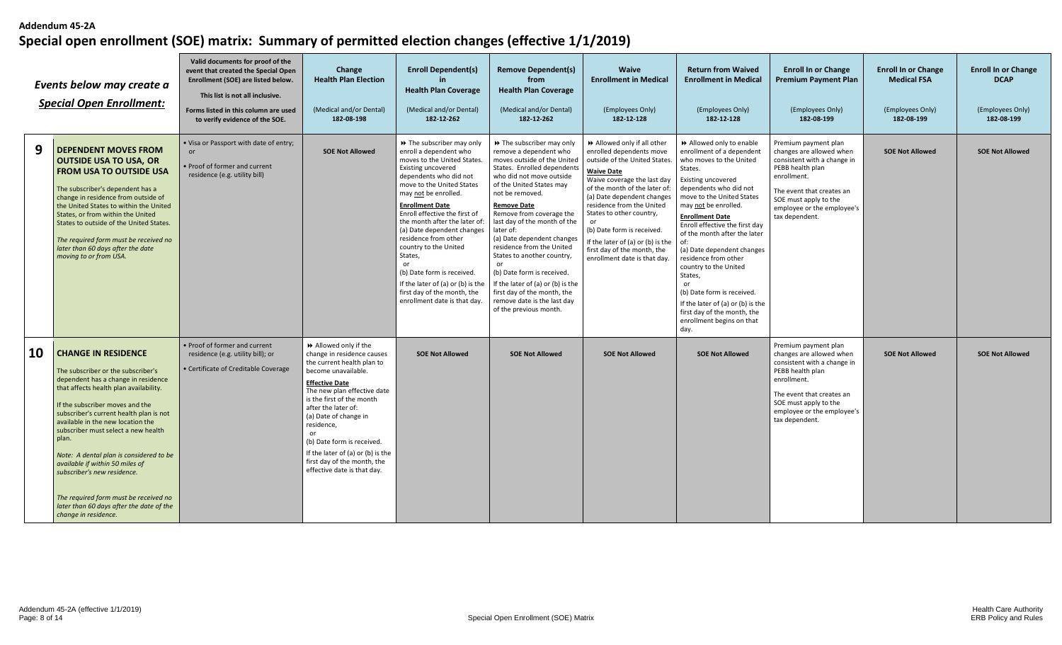**Addendum 45-2A**

# Special open enrollment (SOE) matrix: Summary of permitted election changes (effective 1/1/2019)

| | *Events below may create a* ***Special Open Enrollment:*** | **Valid documents for proof of the event that created the Special Open Enrollment (SOE) are listed below.** **This list is not all inclusive.** **Forms listed in this column are used to verify evidence of the SOE.** | **Change Health Plan Election** (Medical and/or Dental) **182-08-198** | **Enroll Dependent(s) in Health Plan Coverage** (Medical and/or Dental) **182-12-262** | **Remove Dependent(s) from Health Plan Coverage** (Medical and/or Dental) **182-12-262** | **Waive Enrollment in Medical** (Employees Only) **182-12-128** | **Return from Waived Enrollment in Medical** (Employees Only) **182-12-128** | **Enroll In or Change Premium Payment Plan** (Employees Only) **182-08-199** | **Enroll In or Change Medical FSA** (Employees Only) **182-08-199** | **Enroll In or Change DCAP** (Employees Only) **182-08-199** |
|---|---|---|---|---|---|---|---|---|---|---|
| **9** | **DEPENDENT MOVES FROM OUTSIDE USA TO USA, OR FROM USA TO OUTSIDE USA** The subscriber's dependent has a change in residence from outside of the United States to within the United States, or from within the United States to outside of the United States. *The required form must be received no later than 60 days after the date moving to or from USA.* | • Visa or Passport with date of entry; or • Proof of former and current residence (e.g. utility bill) | **SOE Not Allowed** | ⏩ The subscriber may only enroll a dependent who moves to the United States. Existing uncovered dependents who did not move to the United States may not be enrolled. **Enrollment Date** Enroll effective the first of the month after the later of: (a) Date dependent changes residence from other country to the United States, or (b) Date form is received. If the later of (a) or (b) is the first day of the month, the enrollment date is that day. | ⏩ The subscriber may only remove a dependent who moves outside of the United States. Enrolled dependents who did not move outside of the United States may not be removed. **Remove Date** Remove from coverage the last day of the month of the later of: (a) Date dependent changes residence from the United States to another country, or (b) Date form is received. If the later of (a) or (b) is the first day of the month, the remove date is the last day of the previous month. | ⏩ Allowed only if all other enrolled dependents move outside of the United States. **Waive Date** Waive coverage the last day of the month of the later of: (a) Date dependent changes residence from the United States to other country, or (b) Date form is received. If the later of (a) or (b) is the first day of the month, the enrollment date is that day. | ⏩ Allowed only to enable enrollment of a dependent who moves to the United States. Existing uncovered dependents who did not move to the United States may not be enrolled. **Enrollment Date** Enroll effective the first day of the month after the later of: (a) Date dependent changes residence from other country to the United States, or (b) Date form is received. If the later of (a) or (b) is the first day of the month, the enrollment begins on that day. | Premium payment plan changes are allowed when consistent with a change in PEBB health plan enrollment. The event that creates an SOE must apply to the employee or the employee's tax dependent. | **SOE Not Allowed** | **SOE Not Allowed** |
| **10** | **CHANGE IN RESIDENCE** The subscriber or the subscriber's dependent has a change in residence that affects health plan availability. If the subscriber moves and the subscriber's current health plan is not available in the new location the subscriber must select a new health plan. *Note: A dental plan is considered to be available if within 50 miles of subscriber's new residence.* *The required form must be received no later than 60 days after the date of the change in residence.* | • Proof of former and current residence (e.g. utility bill); or • Certificate of Creditable Coverage | ⏩ Allowed only if the change in residence causes the current health plan to become unavailable. **Effective Date** The new plan effective date is the first of the month after the later of: (a) Date of change in residence, or (b) Date form is received. If the later of (a) or (b) is the first day of the month, the effective date is that day. | **SOE Not Allowed** | **SOE Not Allowed** | **SOE Not Allowed** | **SOE Not Allowed** | Premium payment plan changes are allowed when consistent with a change in PEBB health plan enrollment. The event that creates an SOE must apply to the employee or the employee's tax dependent. | **SOE Not Allowed** | **SOE Not Allowed** |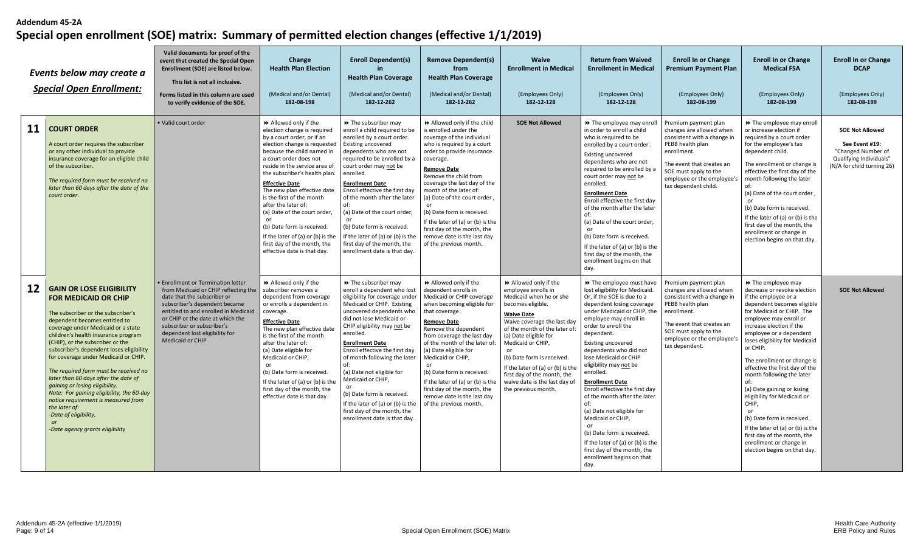**Addendum 45-2A**

# Special open enrollment (SOE) matrix: Summary of permitted election changes (effective 1/1/2019)

| | *Events below may create a* ***Special Open Enrollment:*** | **Valid documents for proof of the event that created the Special Open Enrollment (SOE) are listed below.** **This list is not all inclusive.** **Forms listed in this column are used to verify evidence of the SOE.** | **Change Health Plan Election** (Medical and/or Dental) **182-08-198** | **Enroll Dependent(s) in Health Plan Coverage** (Medical and/or Dental) **182-12-262** | **Remove Dependent(s) from Health Plan Coverage** (Medical and/or Dental) **182-12-262** | **Waive Enrollment in Medical** (Employees Only) **182-12-128** | **Return from Waived Enrollment in Medical** (Employees Only) **182-12-128** | **Enroll In or Change Premium Payment Plan** (Employees Only) **182-08-199** | **Enroll In or Change Medical FSA** (Employees Only) **182-08-199** | **Enroll In or Change DCAP** (Employees Only) **182-08-199** |
|---|---|---|---|---|---|---|---|---|---|---|
| **11** | **COURT ORDER** A court order requires the subscriber or any other individual to provide insurance coverage for an eligible child of the subscriber. *The required form must be received no later than 60 days after the date of the court order.* | • Valid court order | ⏩ Allowed only if the election change is required by a court order, or if an election change is requested because the child named in a court order does not reside in the service area of the subscriber's health plan. **Effective Date** The new plan effective date is the first of the month after the later of: (a) Date of the court order, or (b) Date form is received. If the later of (a) or (b) is the first day of the month, the effective date is that day. | ⏩ The subscriber may enroll a child required to be enrolled by a court order. Existing uncovered dependents who are not required to be enrolled by a court order may not be enrolled. **Enrollment Date** Enroll effective the first day of the month after the later of: (a) Date of the court order, or (b) Date form is received. If the later of (a) or (b) is the first day of the month, the enrollment date is that day. | ⏩ Allowed only if the child is enrolled under the coverage of the individual who is required by a court order to provide insurance coverage. **Remove Date** Remove the child from coverage the last day of the month of the later of: (a) Date of the court order, or (b) Date form is received. If the later of (a) or (b) is the first day of the month, the remove date is the last day of the previous month. | **SOE Not Allowed** | ⏩ The employee may enroll in order to enroll a child who is required to be enrolled by a court order. Existing uncovered dependents who are not required to be enrolled by a court order may not be enrolled. **Enrollment Date** Enroll effective the first day of the month after the later of: (a) Date of the court order, or (b) Date form is received. If the later of (a) or (b) is the first day of the month, the enrollment begins on that day. | Premium payment plan changes are allowed when consistent with a change in PEBB health plan enrollment. The event that creates an SOE must apply to the employee or the employee's tax dependent child. | ⏩ The employee may enroll or increase election if required by a court order for the employee's tax dependent child. The enrollment or change is effective the first day of the month following the later of: (a) Date of the court order, or (b) Date form is received. If the later of (a) or (b) is the first day of the month, the enrollment or change in election begins on that day. | **SOE Not Allowed** **See Event #19:** "Changed Number of Qualifying Individuals" (N/A for child turning 26) |
| **12** | **GAIN OR LOSE ELIGIBILITY FOR MEDICAID OR CHIP** The subscriber or the subscriber's dependent becomes entitled to coverage under Medicaid or a state children's health insurance program (CHIP), or the subscriber or the subscriber's dependent loses eligibility for coverage under Medicaid or CHIP. *The required form must be received no later than 60 days after the date of gaining or losing eligibility. Note: For gaining eligibility, the 60-day notice requirement is measured from the later of:* *-Date of eligibility,* *or* *-Date agency grants eligibility* | • Enrollment or Termination letter from Medicaid or CHIP reflecting the date that the subscriber or subscriber's dependent became entitled to and enrolled in Medicaid or CHIP or the date at which the subscriber or subscriber's dependent lost eligibility for Medicaid or CHIP | ⏩ Allowed only if the subscriber removes a dependent from coverage or enrolls a dependent in coverage. **Effective Date** The new plan effective date is the first of the month after the later of: (a) Date eligible for Medicaid or CHIP, or (b) Date form is received. If the later of (a) or (b) is the first day of the month, the effective date is that day. | ⏩ The subscriber may enroll a dependent who lost eligibility for coverage under Medicaid or CHIP. Existing uncovered dependents who did not lose Medicaid or CHIP eligibility may not be enrolled. **Enrollment Date** Enroll effective the first day of month following the later of: (a) Date not eligible for Medicaid or CHIP, or (b) Date form is received. If the later of (a) or (b) is the first day of the month, the enrollment date is that day. | ⏩ Allowed only if the dependent enrolls in Medicaid or CHIP coverage when becoming eligible for that coverage. **Remove Date** Remove the dependent from coverage the last day of the month of the later of: (a) Date eligible for Medicaid or CHIP, or (b) Date form is received. If the later of (a) or (b) is the first day of the month, the remove date is the last day of the previous month. | ⏩ Allowed only if the employee enrolls in Medicaid when he or she becomes eligible. **Waive Date** Waive coverage the last day of the month of the later of: (a) Date eligible for Medicaid or CHIP, or (b) Date form is received. If the later of (a) or (b) is the first day of the month, the waive date is the last day of the previous month. | ⏩ The employee must have lost eligibility for Medicaid. Or, if the SOE is due to a dependent losing coverage under Medicaid or CHIP, the employee may enroll in order to enroll the dependent. Existing uncovered dependents who did not lose Medicaid or CHIP eligibility may not be enrolled. **Enrollment Date** Enroll effective the first day of the month after the later of: (a) Date not eligible for Medicaid or CHIP, or (b) Date form is received. If the later of (a) or (b) is the first day of the month, the enrollment begins on that day. | Premium payment plan changes are allowed when consistent with a change in PEBB health plan enrollment. The event that creates an SOE must apply to the employee or the employee's tax dependent. | ⏩ The employee may decrease or revoke election if the employee or a dependent becomes eligible for Medicaid or CHIP. The employee may enroll or increase election if the employee or a dependent loses eligibility for Medicaid or CHIP. The enrollment or change is effective the first day of the month following the later of: (a) Date gaining or losing eligibility for Medicaid or CHIP, or (b) Date form is received. If the later of (a) or (b) is the first day of the month, the enrollment or change in election begins on that day. | **SOE Not Allowed** |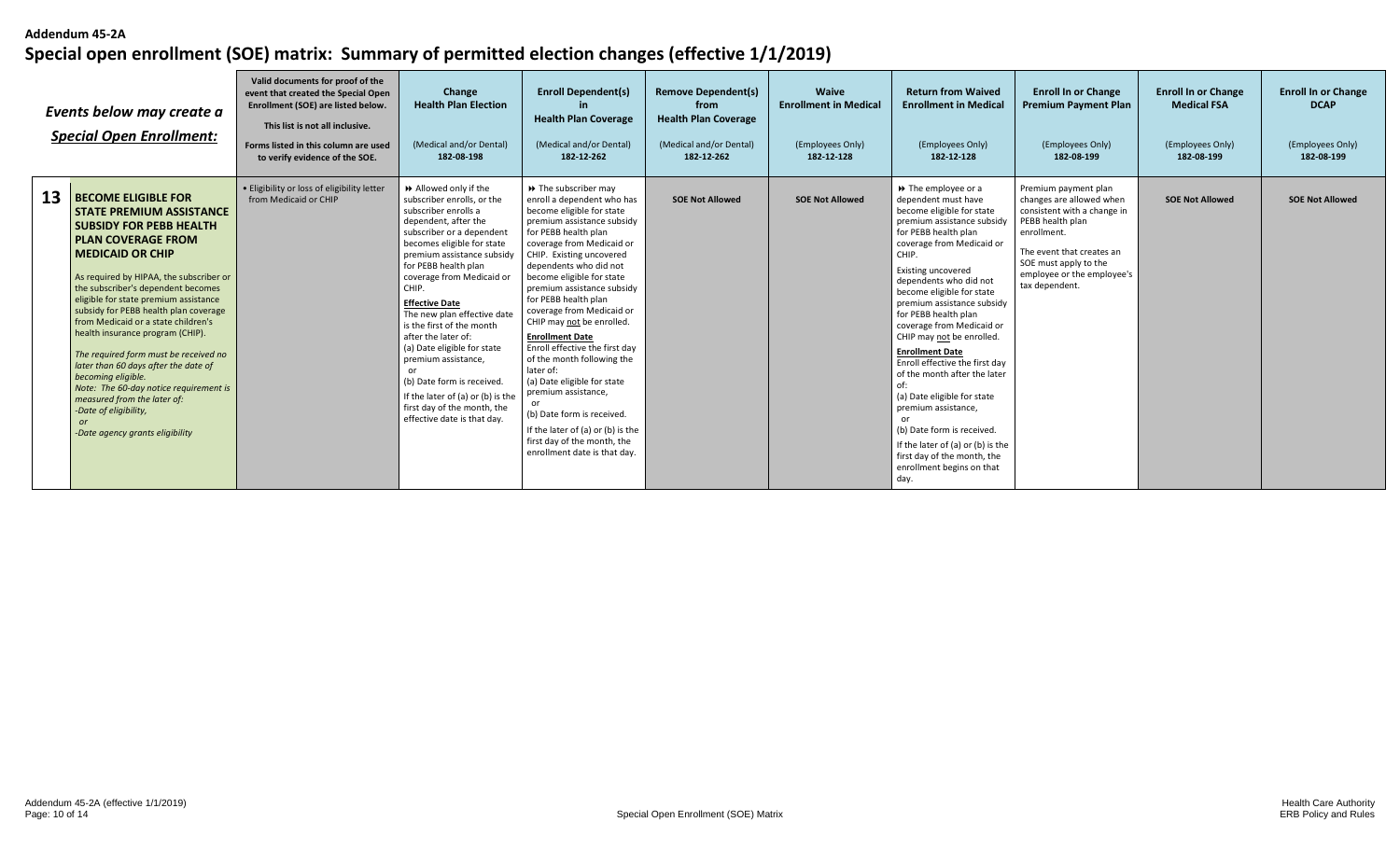Addendum 45-2A

# Special open enrollment (SOE) matrix: Summary of permitted election changes (effective 1/1/2019)

| | *Events below may create a* ***Special Open Enrollment:*** | **Valid documents for proof of the event that created the Special Open Enrollment (SOE) are listed below.** **This list is not all inclusive.** **Forms listed in this column are used to verify evidence of the SOE.** | **Change Health Plan Election** (Medical and/or Dental) **182-08-198** | **Enroll Dependent(s) in Health Plan Coverage** (Medical and/or Dental) **182-12-262** | **Remove Dependent(s) from Health Plan Coverage** (Medical and/or Dental) **182-12-262** | **Waive Enrollment in Medical** (Employees Only) **182-12-128** | **Return from Waived Enrollment in Medical** (Employees Only) **182-12-128** | **Enroll In or Change Premium Payment Plan** (Employees Only) **182-08-199** | **Enroll In or Change Medical FSA** (Employees Only) **182-08-199** | **Enroll In or Change DCAP** (Employees Only) **182-08-199** |
|---|---|---|---|---|---|---|---|---|---|---|
| **13** | **BECOME ELIGIBLE FOR STATE PREMIUM ASSISTANCE SUBSIDY FOR PEBB HEALTH PLAN COVERAGE FROM MEDICAID OR CHIP** As required by HIPAA, the subscriber or the subscriber's dependent becomes eligible for state premium assistance subsidy for PEBB health plan coverage from Medicaid or a state children's health insurance program (CHIP). *The required form must be received no later than 60 days after the date of becoming eligible.* *Note: The 60-day notice requirement is measured from the later of:* *-Date of eligibility,* *or* *-Date agency grants eligibility* | • Eligibility or loss of eligibility letter from Medicaid or CHIP | ⏩ Allowed only if the subscriber enrolls, or the subscriber enrolls a dependent, after the subscriber or a dependent becomes eligible for state premium assistance subsidy for PEBB health plan coverage from Medicaid or CHIP. **Effective Date** The new plan effective date is the first of the month after the later of: (a) Date eligible for state premium assistance, or (b) Date form is received. If the later of (a) or (b) is the first day of the month, the effective date is that day. | ⏩ The subscriber may enroll a dependent who has become eligible for state premium assistance subsidy for PEBB health plan coverage from Medicaid or CHIP. Existing uncovered dependents who did not become eligible for state premium assistance subsidy for PEBB health plan coverage from Medicaid or CHIP may not be enrolled. **Enrollment Date** Enroll effective the first day of the month following the later of: (a) Date eligible for state premium assistance, or (b) Date form is received. If the later of (a) or (b) is the first day of the month, the enrollment date is that day. | **SOE Not Allowed** | **SOE Not Allowed** | ⏩ The employee or a dependent must have become eligible for state premium assistance subsidy for PEBB health plan coverage from Medicaid or CHIP. Existing uncovered dependents who did not become eligible for state premium assistance subsidy for PEBB health plan coverage from Medicaid or CHIP may not be enrolled. **Enrollment Date** Enroll effective the first day of the month after the later of: (a) Date eligible for state premium assistance, or (b) Date form is received. If the later of (a) or (b) is the first day of the month, the enrollment begins on that day. | Premium payment plan changes are allowed when consistent with a change in PEBB health plan enrollment. The event that creates an SOE must apply to the employee or the employee's tax dependent. | **SOE Not Allowed** | **SOE Not Allowed** |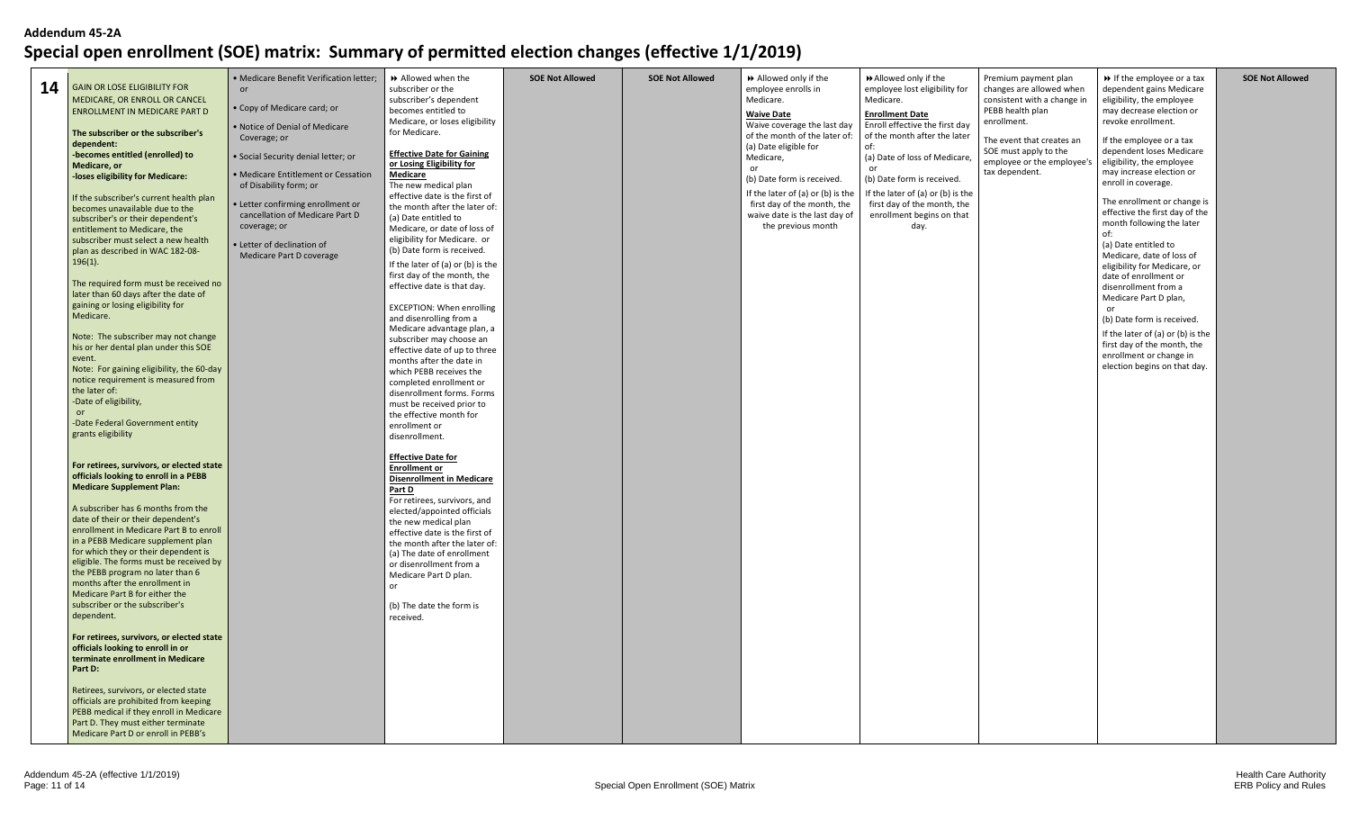**Addendum 45-2A**

# Special open enrollment (SOE) matrix: Summary of permitted election changes (effective 1/1/2019)

| | | | | | | | | | | |
|---|---|---|---|---|---|---|---|---|---|---|
| **14** | GAIN OR LOSE ELIGIBILITY FOR MEDICARE, OR ENROLL OR CANCEL ENROLLMENT IN MEDICARE PART D<br><br>**The subscriber or the subscriber's dependent:**<br>**-becomes entitled (enrolled) to Medicare, or**<br>**-loses eligibility for Medicare:**<br><br>If the subscriber's current health plan becomes unavailable due to the subscriber's or their dependent's entitlement to Medicare, the subscriber must select a new health plan as described in WAC 182-08-196(1).<br><br>The required form must be received no later than 60 days after the date of gaining or losing eligibility for Medicare.<br><br>Note: The subscriber may not change his or her dental plan under this SOE event.<br>Note: For gaining eligibility, the 60-day notice requirement is measured from the later of:<br>-Date of eligibility,<br>or<br>-Date Federal Government entity grants eligibility<br><br>**For retirees, survivors, or elected state officials looking to enroll in a PEBB Medicare Supplement Plan:**<br><br>A subscriber has 6 months from the date of their or their dependent's enrollment in Medicare Part B to enroll in a PEBB Medicare supplement plan for which they or their dependent is eligible. The forms must be received by the PEBB program no later than 6 months after the enrollment in Medicare Part B for either the subscriber or the subscriber's dependent.<br><br>**For retirees, survivors, or elected state officials looking to enroll in or terminate enrollment in Medicare Part D:**<br><br>Retirees, survivors, or elected state officials are prohibited from keeping PEBB medical if they enroll in Medicare Part D. They must either terminate Medicare Part D or enroll in PEBB's | • Medicare Benefit Verification letter; or<br>• Copy of Medicare card; or<br>• Notice of Denial of Medicare Coverage; or<br>• Social Security denial letter; or<br>• Medicare Entitlement or Cessation of Disability form; or<br>• Letter confirming enrollment or cancellation of Medicare Part D coverage; or<br>• Letter of declination of Medicare Part D coverage | ⏩ Allowed when the subscriber or the subscriber's dependent becomes entitled to Medicare, or loses eligibility for Medicare.<br><br>**Effective Date for Gaining or Losing Eligibility for Medicare**<br>The new medical plan effective date is the first of the month after the later of:<br>(a) Date entitled to Medicare, or date of loss of eligibility for Medicare. or<br>(b) Date form is received.<br>If the later of (a) or (b) is the first day of the month, the effective date is that day.<br><br>EXCEPTION: When enrolling and disenrolling from a Medicare advantage plan, a subscriber may choose an effective date of up to three months after the date in which PEBB receives the completed enrollment or disenrollment forms. Forms must be received prior to the effective month for enrollment or disenrollment.<br><br>**Effective Date for Enrollment or Disenrollment in Medicare Part D**<br>For retirees, survivors, and elected/appointed officials the new medical plan effective date is the first of the month after the later of:<br>(a) The date of enrollment or disenrollment from a Medicare Part D plan.<br>or<br>(b) The date the form is received. | **SOE Not Allowed** | **SOE Not Allowed** | ⏩ Allowed only if the employee enrolls in Medicare.<br>**Waive Date**<br>Waive coverage the last day of the month of the later of:<br>(a) Date eligible for Medicare,<br>or<br>(b) Date form is received.<br>If the later of (a) or (b) is the first day of the month, the waive date is the last day of the previous month | ⏩Allowed only if the employee lost eligibility for Medicare.<br>**Enrollment Date**<br>Enroll effective the first day of the month after the later of:<br>(a) Date of loss of Medicare,<br>or<br>(b) Date form is received.<br>If the later of (a) or (b) is the first day of the month, the enrollment begins on that day. | Premium payment plan changes are allowed when consistent with a change in PEBB health plan enrollment.<br><br>The event that creates an SOE must apply to the employee or the employee's tax dependent. | ⏩ If the employee or a tax dependent gains Medicare eligibility, the employee may decrease election or revoke enrollment.<br><br>If the employee or a tax dependent loses Medicare eligibility, the employee may increase election or enroll in coverage.<br><br>The enrollment or change is effective the first day of the month following the later of:<br>(a) Date entitled to Medicare, date of loss of eligibility for Medicare, or date of enrollment or disenrollment from a Medicare Part D plan,<br>or<br>(b) Date form is received.<br>If the later of (a) or (b) is the first day of the month, the enrollment or change in election begins on that day. | **SOE Not Allowed** |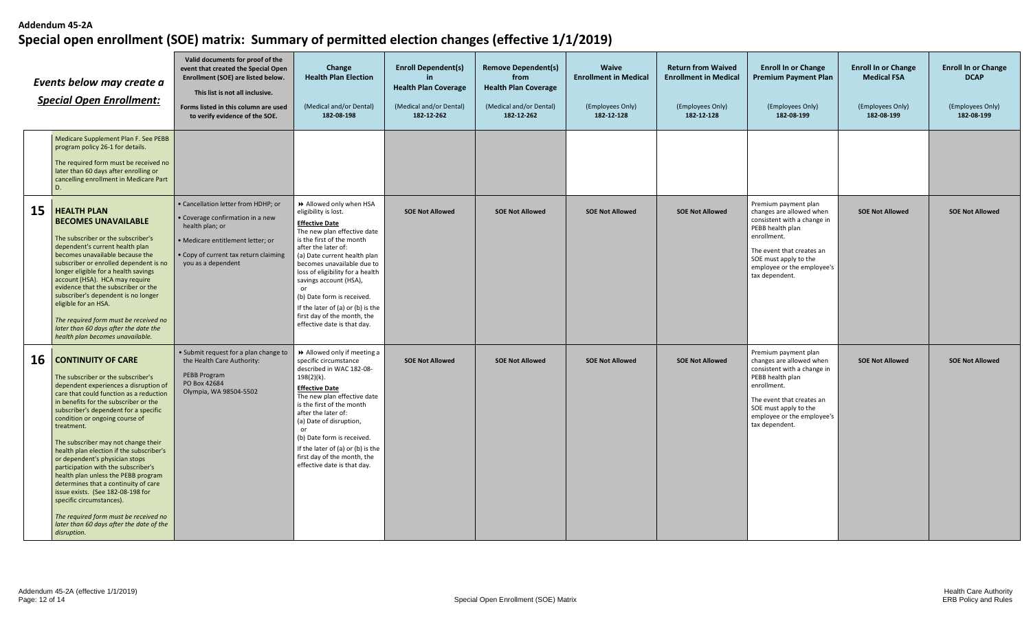**Addendum 45-2A**

# Special open enrollment (SOE) matrix: Summary of permitted election changes (effective 1/1/2019)

| | *Events below may create a Special Open Enrollment:* | Valid documents for proof of the event that created the Special Open Enrollment (SOE) are listed below. This list is not all inclusive. Forms listed in this column are used to verify evidence of the SOE. | Change Health Plan Election (Medical and/or Dental) 182-08-198 | Enroll Dependent(s) in Health Plan Coverage (Medical and/or Dental) 182-12-262 | Remove Dependent(s) from Health Plan Coverage (Medical and/or Dental) 182-12-262 | Waive Enrollment in Medical (Employees Only) 182-12-128 | Return from Waived Enrollment in Medical (Employees Only) 182-12-128 | Enroll In or Change Premium Payment Plan (Employees Only) 182-08-199 | Enroll In or Change Medical FSA (Employees Only) 182-08-199 | Enroll In or Change DCAP (Employees Only) 182-08-199 |
|---|---|---|---|---|---|---|---|---|---|---|
| | Medicare Supplement Plan F. See PEBB program policy 26-1 for details. The required form must be received no later than 60 days after enrolling or cancelling enrollment in Medicare Part D. | | | | | | | | | |
| **15** | **HEALTH PLAN BECOMES UNAVAILABLE** The subscriber or the subscriber's dependent's current health plan becomes unavailable because the subscriber or enrolled dependent is no longer eligible for a health savings account (HSA). HCA may require evidence that the subscriber or the subscriber's dependent is no longer eligible for an HSA. *The required form must be received no later than 60 days after the date the health plan becomes unavailable.* | • Cancellation letter from HDHP; or • Coverage confirmation in a new health plan; or • Medicare entitlement letter; or • Copy of current tax return claiming you as a dependent | ⏩ Allowed only when HSA eligibility is lost. **Effective Date** The new plan effective date is the first of the month after the later of: (a) Date current health plan becomes unavailable due to loss of eligibility for a health savings account (HSA), or (b) Date form is received. If the later of (a) or (b) is the first day of the month, the effective date is that day. | **SOE Not Allowed** | **SOE Not Allowed** | **SOE Not Allowed** | **SOE Not Allowed** | Premium payment plan changes are allowed when consistent with a change in PEBB health plan enrollment. The event that creates an SOE must apply to the employee or the employee's tax dependent. | **SOE Not Allowed** | **SOE Not Allowed** |
| **16** | **CONTINUITY OF CARE** The subscriber or the subscriber's dependent experiences a disruption of care that could function as a reduction in benefits for the subscriber or the subscriber's dependent for a specific condition or ongoing course of treatment. The subscriber may not change their health plan election if the subscriber's or dependent's physician stops participation with the subscriber's health plan unless the PEBB program determines that a continuity of care issue exists. (See 182-08-198 for specific circumstances). *The required form must be received no later than 60 days after the date of the disruption.* | • Submit request for a plan change to the Health Care Authority: PEBB Program PO Box 42684 Olympia, WA 98504-5502 | ⏩ Allowed only if meeting a specific circumstance described in WAC 182-08-198(2)(k). **Effective Date** The new plan effective date is the first of the month after the later of: (a) Date of disruption, or (b) Date form is received. If the later of (a) or (b) is the first day of the month, the effective date is that day. | **SOE Not Allowed** | **SOE Not Allowed** | **SOE Not Allowed** | **SOE Not Allowed** | Premium payment plan changes are allowed when consistent with a change in PEBB health plan enrollment. The event that creates an SOE must apply to the employee or the employee's tax dependent. | **SOE Not Allowed** | **SOE Not Allowed** |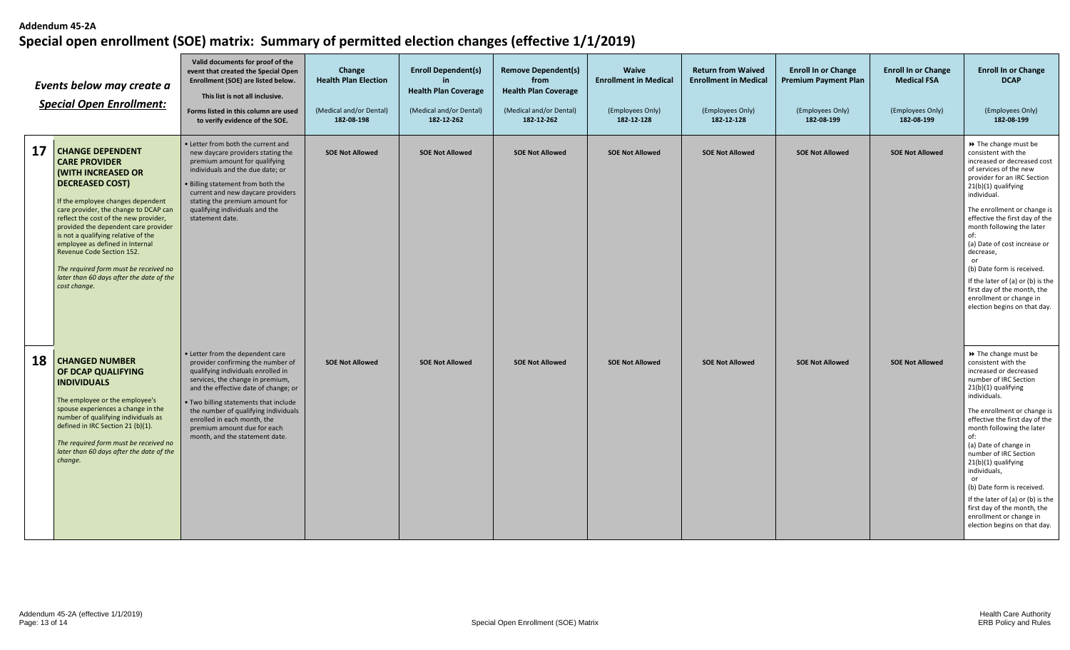**Addendum 45-2A**

# Special open enrollment (SOE) matrix: Summary of permitted election changes (effective 1/1/2019)

| | *Events below may create a* ***Special Open Enrollment:*** | **Valid documents for proof of the event that created the Special Open Enrollment (SOE) are listed below.** **This list is not all inclusive.** **Forms listed in this column are used to verify evidence of the SOE.** | **Change Health Plan Election** (Medical and/or Dental) **182-08-198** | **Enroll Dependent(s) in Health Plan Coverage** (Medical and/or Dental) **182-12-262** | **Remove Dependent(s) from Health Plan Coverage** (Medical and/or Dental) **182-12-262** | **Waive Enrollment in Medical** (Employees Only) **182-12-128** | **Return from Waived Enrollment in Medical** (Employees Only) **182-12-128** | **Enroll In or Change Premium Payment Plan** (Employees Only) **182-08-199** | **Enroll In or Change Medical FSA** (Employees Only) **182-08-199** | **Enroll In or Change DCAP** (Employees Only) **182-08-199** |
|---|---|---|---|---|---|---|---|---|---|---|
| **17** | **CHANGE DEPENDENT CARE PROVIDER (WITH INCREASED OR DECREASED COST)**<br><br>If the employee changes dependent care provider, the change to DCAP can reflect the cost of the new provider, provided the dependent care provider is not a qualifying relative of the employee as defined in Internal Revenue Code Section 152.<br><br>*The required form must be received no later than 60 days after the date of the cost change.* | • Letter from both the current and new daycare providers stating the premium amount for qualifying individuals and the due date; or<br>• Billing statement from both the current and new daycare providers stating the premium amount for qualifying individuals and the statement date. | **SOE Not Allowed** | **SOE Not Allowed** | **SOE Not Allowed** | **SOE Not Allowed** | **SOE Not Allowed** | **SOE Not Allowed** | **SOE Not Allowed** | ⏩ The change must be consistent with the increased or decreased cost of services of the new provider for an IRC Section 21(b)(1) qualifying individual.<br><br>The enrollment or change is effective the first day of the month following the later of:<br>(a) Date of cost increase or decrease,<br>or<br>(b) Date form is received.<br><br>If the later of (a) or (b) is the first day of the month, the enrollment or change in election begins on that day. |
| **18** | **CHANGED NUMBER OF DCAP QUALIFYING INDIVIDUALS**<br><br>The employee or the employee's spouse experiences a change in the number of qualifying individuals as defined in IRC Section 21 (b)(1).<br><br>*The required form must be received no later than 60 days after the date of the change.* | • Letter from the dependent care provider confirming the number of qualifying individuals enrolled in services, the change in premium, and the effective date of change; or<br>• Two billing statements that include the number of qualifying individuals enrolled in each month, the premium amount due for each month, and the statement date. | **SOE Not Allowed** | **SOE Not Allowed** | **SOE Not Allowed** | **SOE Not Allowed** | **SOE Not Allowed** | **SOE Not Allowed** | **SOE Not Allowed** | ⏩ The change must be consistent with the increased or decreased number of IRC Section 21(b)(1) qualifying individuals.<br><br>The enrollment or change is effective the first day of the month following the later of:<br>(a) Date of change in number of IRC Section 21(b)(1) qualifying individuals,<br>or<br>(b) Date form is received.<br><br>If the later of (a) or (b) is the first day of the month, the enrollment or change in election begins on that day. |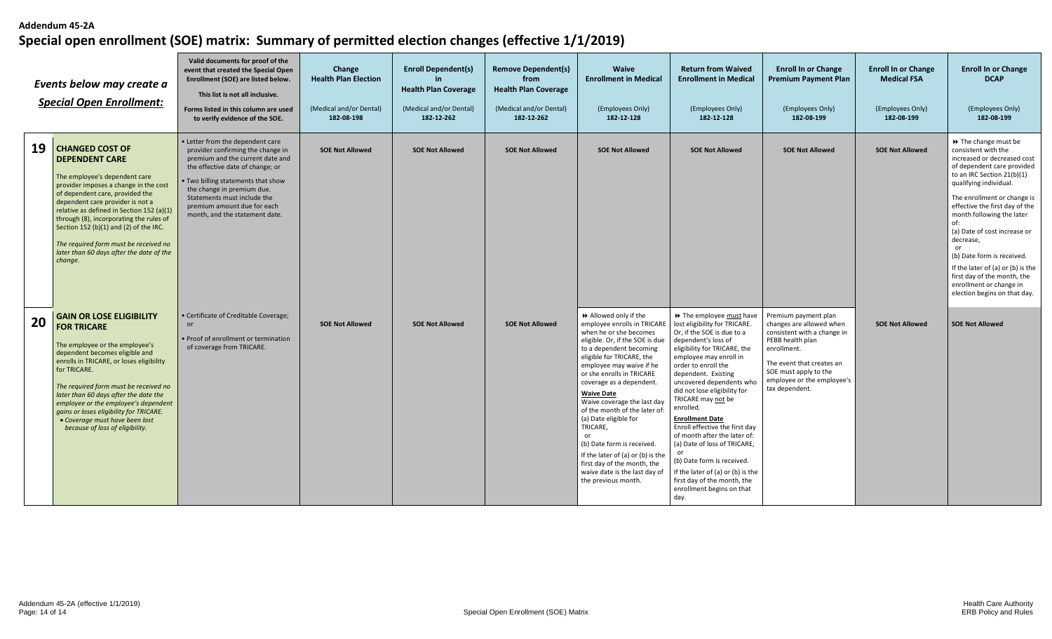**Addendum 45-2A**

# Special open enrollment (SOE) matrix: Summary of permitted election changes (effective 1/1/2019)

| | *Events below may create a Special Open Enrollment:* | Valid documents for proof of the event that created the Special Open Enrollment (SOE) are listed below. This list is not all inclusive. Forms listed in this column are used to verify evidence of the SOE. | Change Health Plan Election (Medical and/or Dental) 182-08-198 | Enroll Dependent(s) in Health Plan Coverage (Medical and/or Dental) 182-12-262 | Remove Dependent(s) from Health Plan Coverage (Medical and/or Dental) 182-12-262 | Waive Enrollment in Medical (Employees Only) 182-12-128 | Return from Waived Enrollment in Medical (Employees Only) 182-12-128 | Enroll In or Change Premium Payment Plan (Employees Only) 182-08-199 | Enroll In or Change Medical FSA (Employees Only) 182-08-199 | Enroll In or Change DCAP (Employees Only) 182-08-199 |
|---|---|---|---|---|---|---|---|---|---|---|
| **19** | **CHANGED COST OF DEPENDENT CARE**<br><br>The employee's dependent care provider imposes a change in the cost of dependent care, provided the dependent care provider is not a relative as defined in Section 152 (a)(1) through (8), incorporating the rules of Section 152 (b)(1) and (2) of the IRC.<br><br>*The required form must be received no later than 60 days after the date of the change.* | • Letter from the dependent care provider confirming the change in premium and the current date and the effective date of change; or<br>• Two billing statements that show the change in premium due. Statements must include the premium amount due for each month, and the statement date. | **SOE Not Allowed** | **SOE Not Allowed** | **SOE Not Allowed** | **SOE Not Allowed** | **SOE Not Allowed** | **SOE Not Allowed** | **SOE Not Allowed** | ⏩ The change must be consistent with the increased or decreased cost of dependent care provided to an IRC Section 21(b)(1) qualifying individual.<br><br>The enrollment or change is effective the first day of the month following the later of:<br>(a) Date of cost increase or decrease,<br>or<br>(b) Date form is received.<br><br>If the later of (a) or (b) is the first day of the month, the enrollment or change in election begins on that day. |
| **20** | **GAIN OR LOSE ELIGIBILITY FOR TRICARE**<br><br>The employee or the employee's dependent becomes eligible and enrolls in TRICARE, or loses eligibility for TRICARE.<br><br>*The required form must be received no later than 60 days after the date the employee or the employee's dependent gains or loses eligibility for TRICARE.*<br>• *Coverage must have been lost because of loss of eligibility.* | • Certificate of Creditable Coverage; or<br>• Proof of enrollment or termination of coverage from TRICARE. | **SOE Not Allowed** | **SOE Not Allowed** | **SOE Not Allowed** | ⏩ Allowed only if the employee enrolls in TRICARE when he or she becomes eligible. Or, if the SOE is due to a dependent becoming eligible for TRICARE, the employee may waive if he or she enrolls in TRICARE coverage as a dependent.<br><br>**Waive Date**<br>Waive coverage the last day of the month of the later of:<br>(a) Date eligible for TRICARE,<br>or<br>(b) Date form is received.<br><br>If the later of (a) or (b) is the first day of the month, the waive date is the last day of the previous month. | ⏩ The employee must have lost eligibility for TRICARE. Or, if the SOE is due to a dependent's loss of eligibility for TRICARE, the employee may enroll in order to enroll the dependent. Existing uncovered dependents who did not lose eligibility for TRICARE may not be enrolled.<br><br>**Enrollment Date**<br>Enroll effective the first day of month after the later of:<br>(a) Date of loss of TRICARE,<br>or<br>(b) Date form is received.<br><br>If the later of (a) or (b) is the first day of the month, the enrollment begins on that day. | Premium payment plan changes are allowed when consistent with a change in PEBB health plan enrollment.<br><br>The event that creates an SOE must apply to the employee or the employee's tax dependent. | **SOE Not Allowed** | **SOE Not Allowed** |